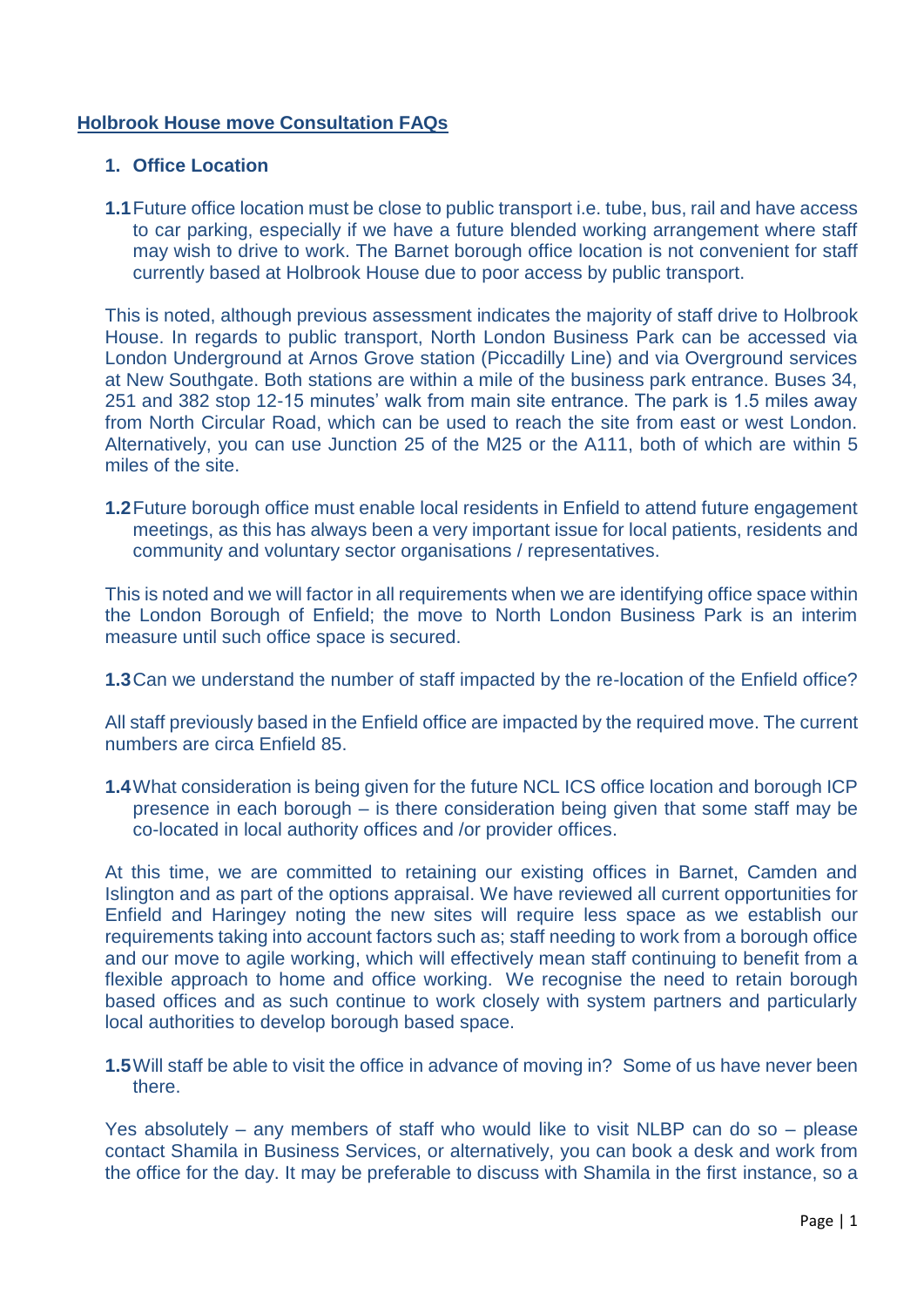# Holbrook House move Consultation FAQs

## 1. Office Location

**1.1** Future office location must be close to public transport i.e. tube, bus, rail and have access to car parking, especially if we have a future blended working arrangement where staff may wish to drive to work. The Barnet borough office location is not convenient for staff currently based at Holbrook House due to poor access by public transport.

This is noted, although previous assessment indicates the majority of staff drive to Holbrook House. In regards to public transport, North London Business Park can be accessed via London Underground at Arnos Grove station (Piccadilly Line) and via Overground services at New Southgate. Both stations are within a mile of the business park entrance. Buses 34, 251 and 382 stop 12-15 minutes' walk from main site entrance. The park is 1.5 miles away from North Circular Road, which can be used to reach the site from east or west London. Alternatively, you can use Junction 25 of the M25 or the A111, both of which are within 5 miles of the site.

**1.2** Future borough office must enable local residents in Enfield to attend future engagement meetings, as this has always been a very important issue for local patients, residents and community and voluntary sector organisations / representatives.

This is noted and we will factor in all requirements when we are identifying office space within the London Borough of Enfield; the move to North London Business Park is an interim measure until such office space is secured.

**1.3** Can we understand the number of staff impacted by the re-location of the Enfield office?

All staff previously based in the Enfield office are impacted by the required move. The current numbers are circa Enfield 85.

**1.4** What consideration is being given for the future NCL ICS office location and borough ICP presence in each borough – is there consideration being given that some staff may be co-located in local authority offices and /or provider offices.

At this time, we are committed to retaining our existing offices in Barnet, Camden and Islington and as part of the options appraisal. We have reviewed all current opportunities for Enfield and Haringey noting the new sites will require less space as we establish our requirements taking into account factors such as; staff needing to work from a borough office and our move to agile working, which will effectively mean staff continuing to benefit from a flexible approach to home and office working. We recognise the need to retain borough based offices and as such continue to work closely with system partners and particularly local authorities to develop borough based space.

**1.5** Will staff be able to visit the office in advance of moving in? Some of us have never been there.

Yes absolutely – any members of staff who would like to visit NLBP can do so – please contact Shamila in Business Services, or alternatively, you can book a desk and work from the office for the day. It may be preferable to discuss with Shamila in the first instance, so a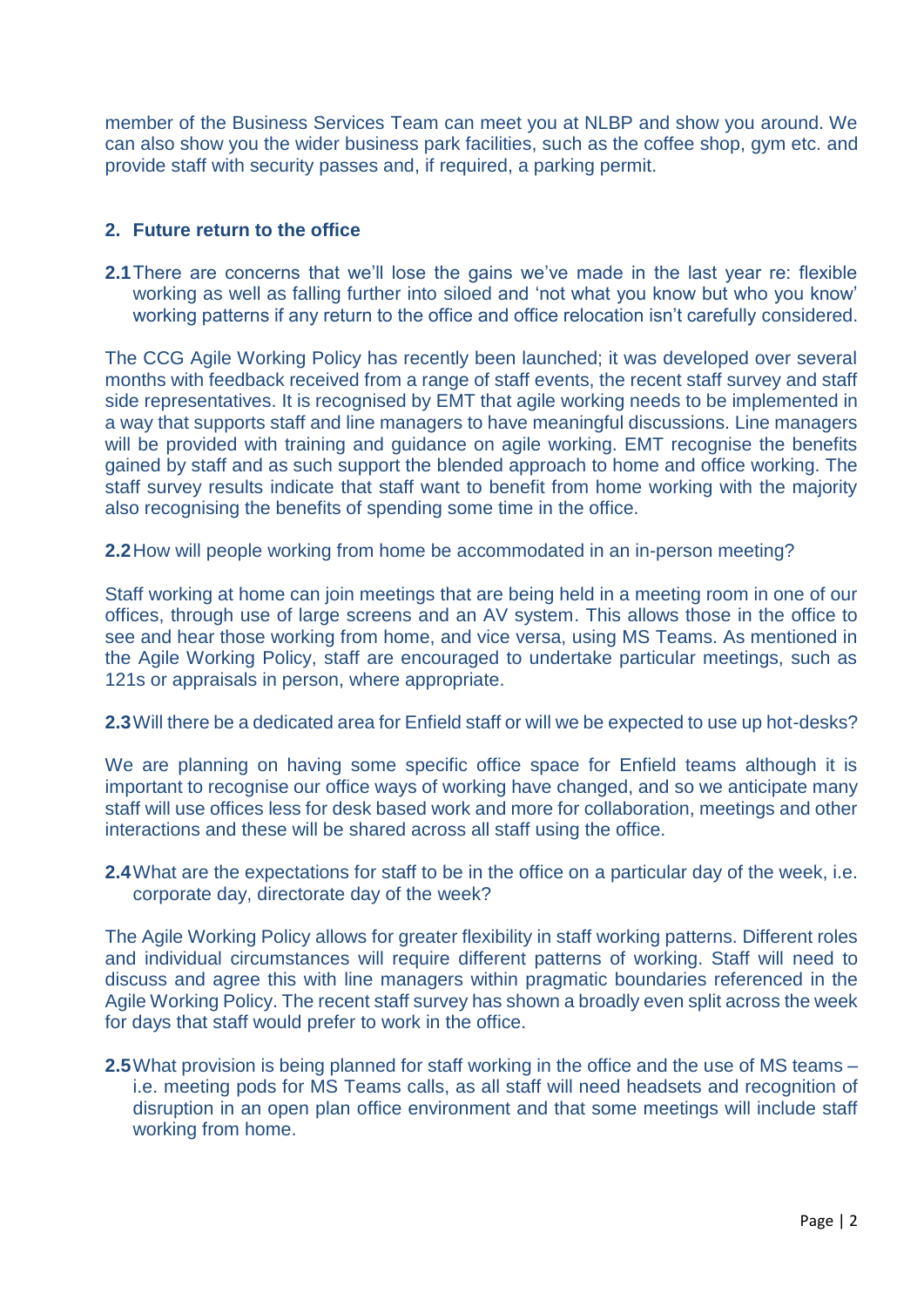member of the Business Services Team can meet you at NLBP and show you around. We can also show you the wider business park facilities, such as the coffee shop, gym etc. and provide staff with security passes and, if required, a parking permit.

## 2. Future return to the office

**2.1** There are concerns that we'll lose the gains we've made in the last year re: flexible working as well as falling further into siloed and 'not what you know but who you know' working patterns if any return to the office and office relocation isn't carefully considered.

The CCG Agile Working Policy has recently been launched; it was developed over several months with feedback received from a range of staff events, the recent staff survey and staff side representatives. It is recognised by EMT that agile working needs to be implemented in a way that supports staff and line managers to have meaningful discussions. Line managers will be provided with training and guidance on agile working. EMT recognise the benefits gained by staff and as such support the blended approach to home and office working. The staff survey results indicate that staff want to benefit from home working with the majority also recognising the benefits of spending some time in the office.

**2.2** How will people working from home be accommodated in an in-person meeting?

Staff working at home can join meetings that are being held in a meeting room in one of our offices, through use of large screens and an AV system. This allows those in the office to see and hear those working from home, and vice versa, using MS Teams. As mentioned in the Agile Working Policy, staff are encouraged to undertake particular meetings, such as 121s or appraisals in person, where appropriate.

**2.3** Will there be a dedicated area for Enfield staff or will we be expected to use up hot-desks?

We are planning on having some specific office space for Enfield teams although it is important to recognise our office ways of working have changed, and so we anticipate many staff will use offices less for desk based work and more for collaboration, meetings and other interactions and these will be shared across all staff using the office.

**2.4** What are the expectations for staff to be in the office on a particular day of the week, i.e. corporate day, directorate day of the week?

The Agile Working Policy allows for greater flexibility in staff working patterns. Different roles and individual circumstances will require different patterns of working. Staff will need to discuss and agree this with line managers within pragmatic boundaries referenced in the Agile Working Policy. The recent staff survey has shown a broadly even split across the week for days that staff would prefer to work in the office.

**2.5** What provision is being planned for staff working in the office and the use of MS teams – i.e. meeting pods for MS Teams calls, as all staff will need headsets and recognition of disruption in an open plan office environment and that some meetings will include staff working from home.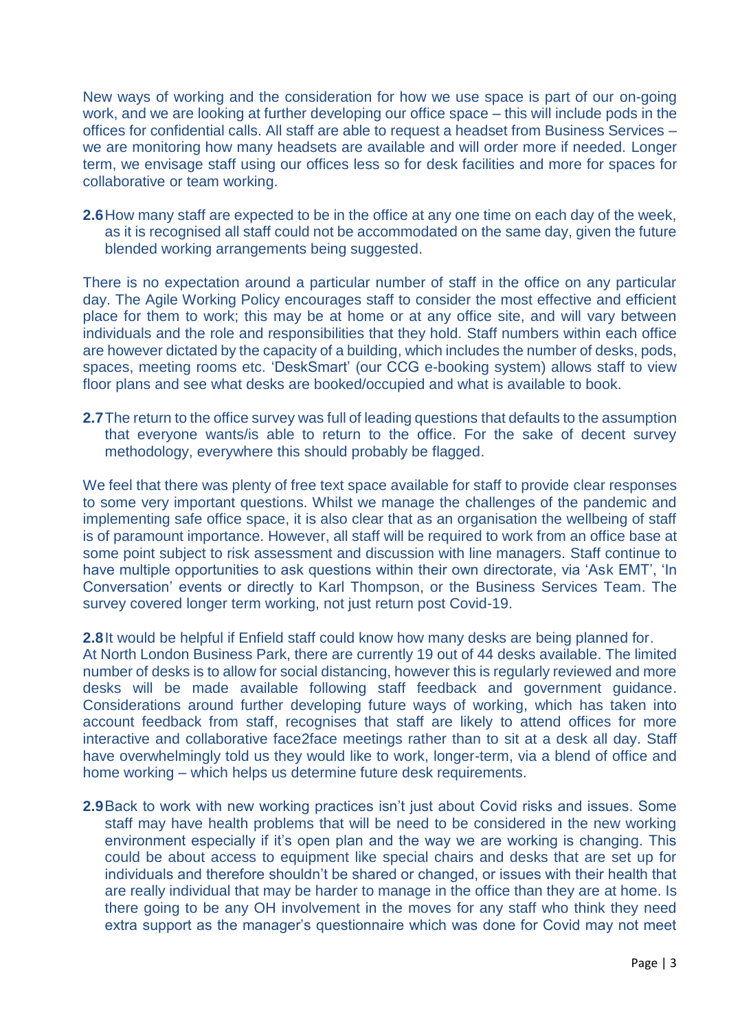New ways of working and the consideration for how we use space is part of our on-going work, and we are looking at further developing our office space – this will include pods in the offices for confidential calls. All staff are able to request a headset from Business Services – we are monitoring how many headsets are available and will order more if needed. Longer term, we envisage staff using our offices less so for desk facilities and more for spaces for collaborative or team working.

**2.6** How many staff are expected to be in the office at any one time on each day of the week, as it is recognised all staff could not be accommodated on the same day, given the future blended working arrangements being suggested.

There is no expectation around a particular number of staff in the office on any particular day. The Agile Working Policy encourages staff to consider the most effective and efficient place for them to work; this may be at home or at any office site, and will vary between individuals and the role and responsibilities that they hold. Staff numbers within each office are however dictated by the capacity of a building, which includes the number of desks, pods, spaces, meeting rooms etc. 'DeskSmart' (our CCG e-booking system) allows staff to view floor plans and see what desks are booked/occupied and what is available to book.

**2.7** The return to the office survey was full of leading questions that defaults to the assumption that everyone wants/is able to return to the office. For the sake of decent survey methodology, everywhere this should probably be flagged.

We feel that there was plenty of free text space available for staff to provide clear responses to some very important questions. Whilst we manage the challenges of the pandemic and implementing safe office space, it is also clear that as an organisation the wellbeing of staff is of paramount importance. However, all staff will be required to work from an office base at some point subject to risk assessment and discussion with line managers. Staff continue to have multiple opportunities to ask questions within their own directorate, via 'Ask EMT', 'In Conversation' events or directly to Karl Thompson, or the Business Services Team. The survey covered longer term working, not just return post Covid-19.

**2.8** It would be helpful if Enfield staff could know how many desks are being planned for.
At North London Business Park, there are currently 19 out of 44 desks available. The limited number of desks is to allow for social distancing, however this is regularly reviewed and more desks will be made available following staff feedback and government guidance. Considerations around further developing future ways of working, which has taken into account feedback from staff, recognises that staff are likely to attend offices for more interactive and collaborative face2face meetings rather than to sit at a desk all day. Staff have overwhelmingly told us they would like to work, longer-term, via a blend of office and home working – which helps us determine future desk requirements.

**2.9** Back to work with new working practices isn't just about Covid risks and issues. Some staff may have health problems that will be need to be considered in the new working environment especially if it's open plan and the way we are working is changing. This could be about access to equipment like special chairs and desks that are set up for individuals and therefore shouldn't be shared or changed, or issues with their health that are really individual that may be harder to manage in the office than they are at home. Is there going to be any OH involvement in the moves for any staff who think they need extra support as the manager's questionnaire which was done for Covid may not meet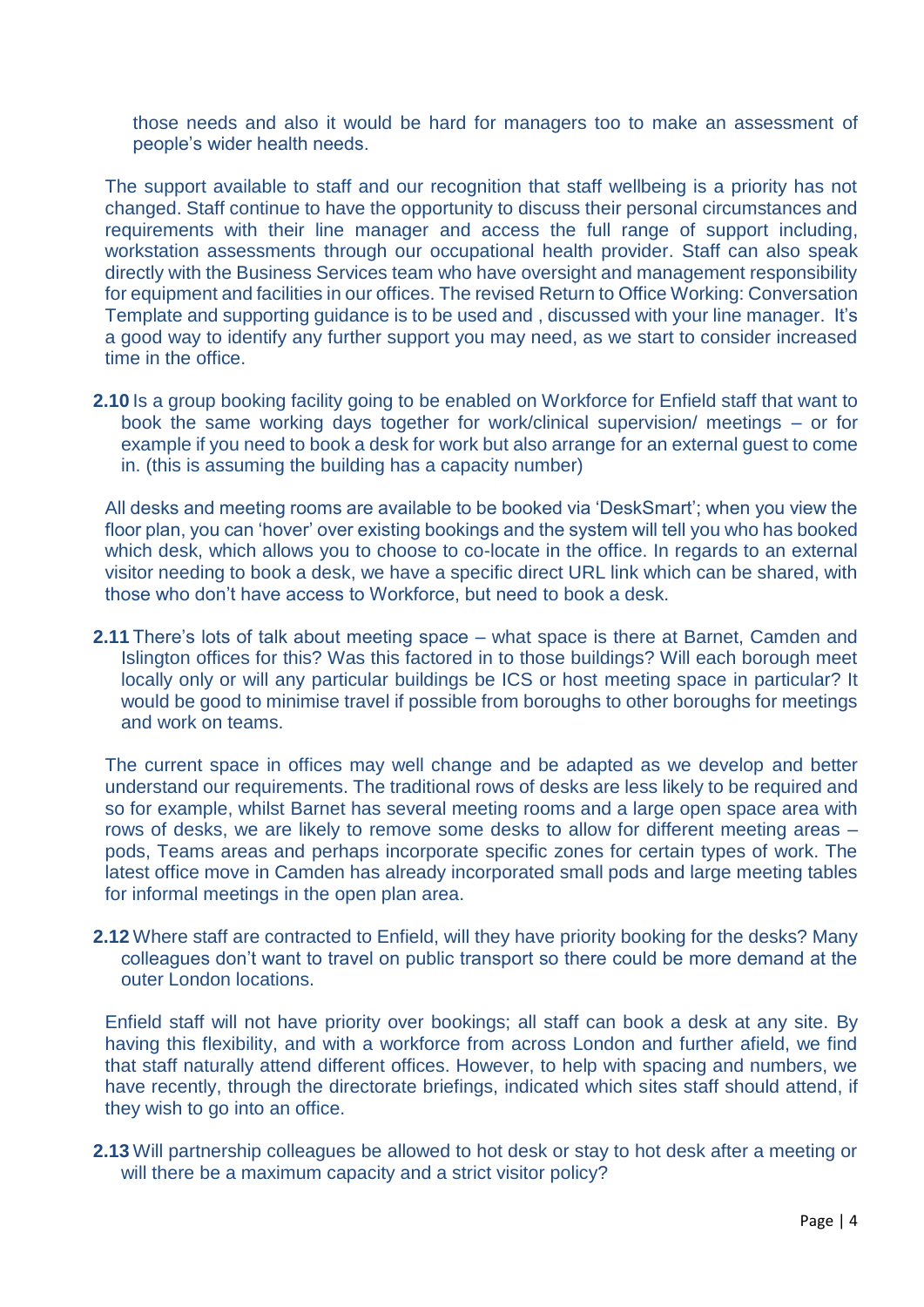those needs and also it would be hard for managers too to make an assessment of people's wider health needs.

The support available to staff and our recognition that staff wellbeing is a priority has not changed. Staff continue to have the opportunity to discuss their personal circumstances and requirements with their line manager and access the full range of support including, workstation assessments through our occupational health provider. Staff can also speak directly with the Business Services team who have oversight and management responsibility for equipment and facilities in our offices. The revised Return to Office Working: Conversation Template and supporting guidance is to be used and , discussed with your line manager. It's a good way to identify any further support you may need, as we start to consider increased time in the office.

**2.10** Is a group booking facility going to be enabled on Workforce for Enfield staff that want to book the same working days together for work/clinical supervision/ meetings – or for example if you need to book a desk for work but also arrange for an external guest to come in. (this is assuming the building has a capacity number)

All desks and meeting rooms are available to be booked via 'DeskSmart'; when you view the floor plan, you can 'hover' over existing bookings and the system will tell you who has booked which desk, which allows you to choose to co-locate in the office. In regards to an external visitor needing to book a desk, we have a specific direct URL link which can be shared, with those who don't have access to Workforce, but need to book a desk.

**2.11** There's lots of talk about meeting space – what space is there at Barnet, Camden and Islington offices for this? Was this factored in to those buildings? Will each borough meet locally only or will any particular buildings be ICS or host meeting space in particular? It would be good to minimise travel if possible from boroughs to other boroughs for meetings and work on teams.

The current space in offices may well change and be adapted as we develop and better understand our requirements. The traditional rows of desks are less likely to be required and so for example, whilst Barnet has several meeting rooms and a large open space area with rows of desks, we are likely to remove some desks to allow for different meeting areas – pods, Teams areas and perhaps incorporate specific zones for certain types of work. The latest office move in Camden has already incorporated small pods and large meeting tables for informal meetings in the open plan area.

**2.12** Where staff are contracted to Enfield, will they have priority booking for the desks? Many colleagues don't want to travel on public transport so there could be more demand at the outer London locations.

Enfield staff will not have priority over bookings; all staff can book a desk at any site. By having this flexibility, and with a workforce from across London and further afield, we find that staff naturally attend different offices. However, to help with spacing and numbers, we have recently, through the directorate briefings, indicated which sites staff should attend, if they wish to go into an office.

**2.13** Will partnership colleagues be allowed to hot desk or stay to hot desk after a meeting or will there be a maximum capacity and a strict visitor policy?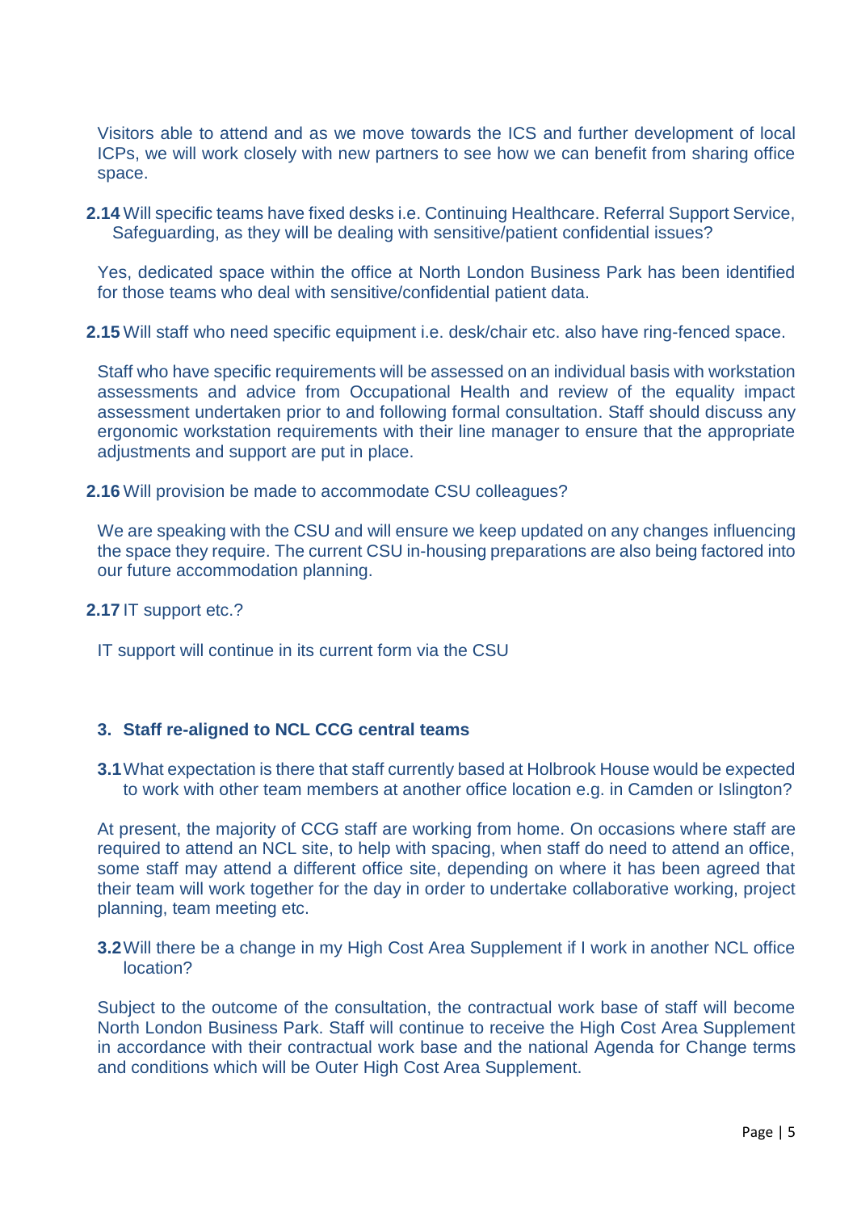Visitors able to attend and as we move towards the ICS and further development of local ICPs, we will work closely with new partners to see how we can benefit from sharing office space.

**2.14** Will specific teams have fixed desks i.e. Continuing Healthcare. Referral Support Service, Safeguarding, as they will be dealing with sensitive/patient confidential issues?

Yes, dedicated space within the office at North London Business Park has been identified for those teams who deal with sensitive/confidential patient data.

**2.15** Will staff who need specific equipment i.e. desk/chair etc. also have ring-fenced space.

Staff who have specific requirements will be assessed on an individual basis with workstation assessments and advice from Occupational Health and review of the equality impact assessment undertaken prior to and following formal consultation. Staff should discuss any ergonomic workstation requirements with their line manager to ensure that the appropriate adjustments and support are put in place.

**2.16** Will provision be made to accommodate CSU colleagues?

We are speaking with the CSU and will ensure we keep updated on any changes influencing the space they require. The current CSU in-housing preparations are also being factored into our future accommodation planning.

**2.17** IT support etc.?

IT support will continue in its current form via the CSU

## 3. Staff re-aligned to NCL CCG central teams

**3.1** What expectation is there that staff currently based at Holbrook House would be expected to work with other team members at another office location e.g. in Camden or Islington?

At present, the majority of CCG staff are working from home. On occasions where staff are required to attend an NCL site, to help with spacing, when staff do need to attend an office, some staff may attend a different office site, depending on where it has been agreed that their team will work together for the day in order to undertake collaborative working, project planning, team meeting etc.

**3.2** Will there be a change in my High Cost Area Supplement if I work in another NCL office location?

Subject to the outcome of the consultation, the contractual work base of staff will become North London Business Park. Staff will continue to receive the High Cost Area Supplement in accordance with their contractual work base and the national Agenda for Change terms and conditions which will be Outer High Cost Area Supplement.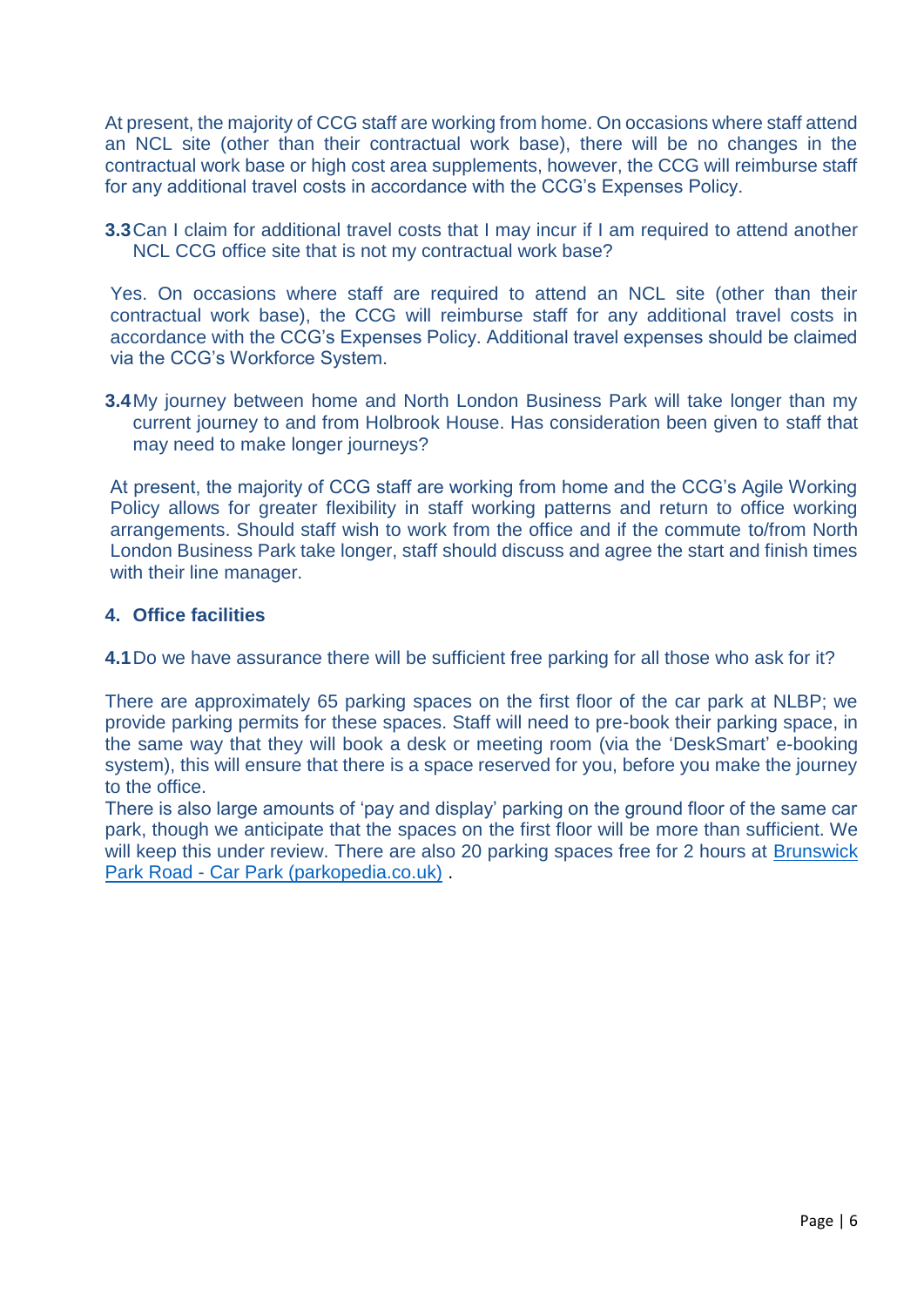At present, the majority of CCG staff are working from home. On occasions where staff attend an NCL site (other than their contractual work base), there will be no changes in the contractual work base or high cost area supplements, however, the CCG will reimburse staff for any additional travel costs in accordance with the CCG's Expenses Policy.

**3.3** Can I claim for additional travel costs that I may incur if I am required to attend another NCL CCG office site that is not my contractual work base?

Yes. On occasions where staff are required to attend an NCL site (other than their contractual work base), the CCG will reimburse staff for any additional travel costs in accordance with the CCG's Expenses Policy. Additional travel expenses should be claimed via the CCG's Workforce System.

**3.4** My journey between home and North London Business Park will take longer than my current journey to and from Holbrook House. Has consideration been given to staff that may need to make longer journeys?

At present, the majority of CCG staff are working from home and the CCG's Agile Working Policy allows for greater flexibility in staff working patterns and return to office working arrangements. Should staff wish to work from the office and if the commute to/from North London Business Park take longer, staff should discuss and agree the start and finish times with their line manager.

## 4. Office facilities

**4.1** Do we have assurance there will be sufficient free parking for all those who ask for it?

There are approximately 65 parking spaces on the first floor of the car park at NLBP; we provide parking permits for these spaces. Staff will need to pre-book their parking space, in the same way that they will book a desk or meeting room (via the 'DeskSmart' e-booking system), this will ensure that there is a space reserved for you, before you make the journey to the office.

There is also large amounts of 'pay and display' parking on the ground floor of the same car park, though we anticipate that the spaces on the first floor will be more than sufficient. We will keep this under review. There are also 20 parking spaces free for 2 hours at Brunswick Park Road - Car Park (parkopedia.co.uk) .